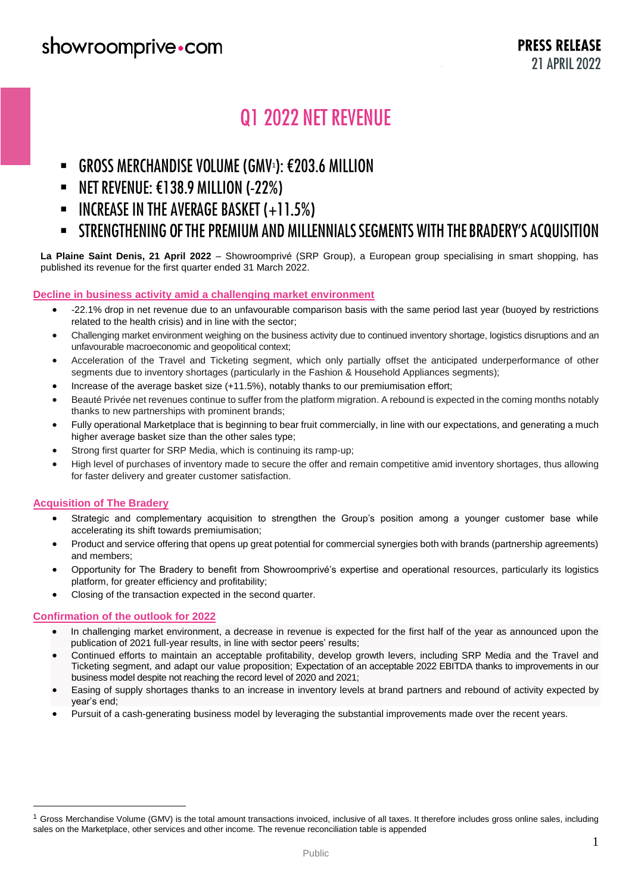showroomprive.com

**PRESS RELEASE**
21 APRIL 2022

# Q1 2022 NET REVENUE

- GROSS MERCHANDISE VOLUME (GMV[1]): €203.6 MILLION
- NET REVENUE: €138.9 MILLION (-22%)
- INCREASE IN THE AVERAGE BASKET (+11.5%)
- STRENGTHENING OF THE PREMIUM AND MILLENNIALS SEGMENTS WITH THE BRADERY'S ACQUISITION

**La Plaine Saint Denis, 21 April 2022** – Showroomprivé (SRP Group), a European group specialising in smart shopping, has published its revenue for the first quarter ended 31 March 2022.

## Decline in business activity amid a challenging market environment

- -22.1% drop in net revenue due to an unfavourable comparison basis with the same period last year (buoyed by restrictions related to the health crisis) and in line with the sector;
- Challenging market environment weighing on the business activity due to continued inventory shortage, logistics disruptions and an unfavourable macroeconomic and geopolitical context;
- Acceleration of the Travel and Ticketing segment, which only partially offset the anticipated underperformance of other segments due to inventory shortages (particularly in the Fashion & Household Appliances segments);
- Increase of the average basket size (+11.5%), notably thanks to our premiumisation effort;
- Beauté Privée net revenues continue to suffer from the platform migration. A rebound is expected in the coming months notably thanks to new partnerships with prominent brands;
- Fully operational Marketplace that is beginning to bear fruit commercially, in line with our expectations, and generating a much higher average basket size than the other sales type;
- Strong first quarter for SRP Media, which is continuing its ramp-up;
- High level of purchases of inventory made to secure the offer and remain competitive amid inventory shortages, thus allowing for faster delivery and greater customer satisfaction.

## Acquisition of The Bradery

- Strategic and complementary acquisition to strengthen the Group's position among a younger customer base while accelerating its shift towards premiumisation;
- Product and service offering that opens up great potential for commercial synergies both with brands (partnership agreements) and members;
- Opportunity for The Bradery to benefit from Showroomprivé's expertise and operational resources, particularly its logistics platform, for greater efficiency and profitability;
- Closing of the transaction expected in the second quarter.

## Confirmation of the outlook for 2022

- In challenging market environment, a decrease in revenue is expected for the first half of the year as announced upon the publication of 2021 full-year results, in line with sector peers' results;
- Continued efforts to maintain an acceptable profitability, develop growth levers, including SRP Media and the Travel and Ticketing segment, and adapt our value proposition; Expectation of an acceptable 2022 EBITDA thanks to improvements in our business model despite not reaching the record level of 2020 and 2021;
- Easing of supply shortages thanks to an increase in inventory levels at brand partners and rebound of activity expected by year's end;
- Pursuit of a cash-generating business model by leveraging the substantial improvements made over the recent years.

[1] Gross Merchandise Volume (GMV) is the total amount transactions invoiced, inclusive of all taxes. It therefore includes gross online sales, including sales on the Marketplace, other services and other income. The revenue reconciliation table is appended

Public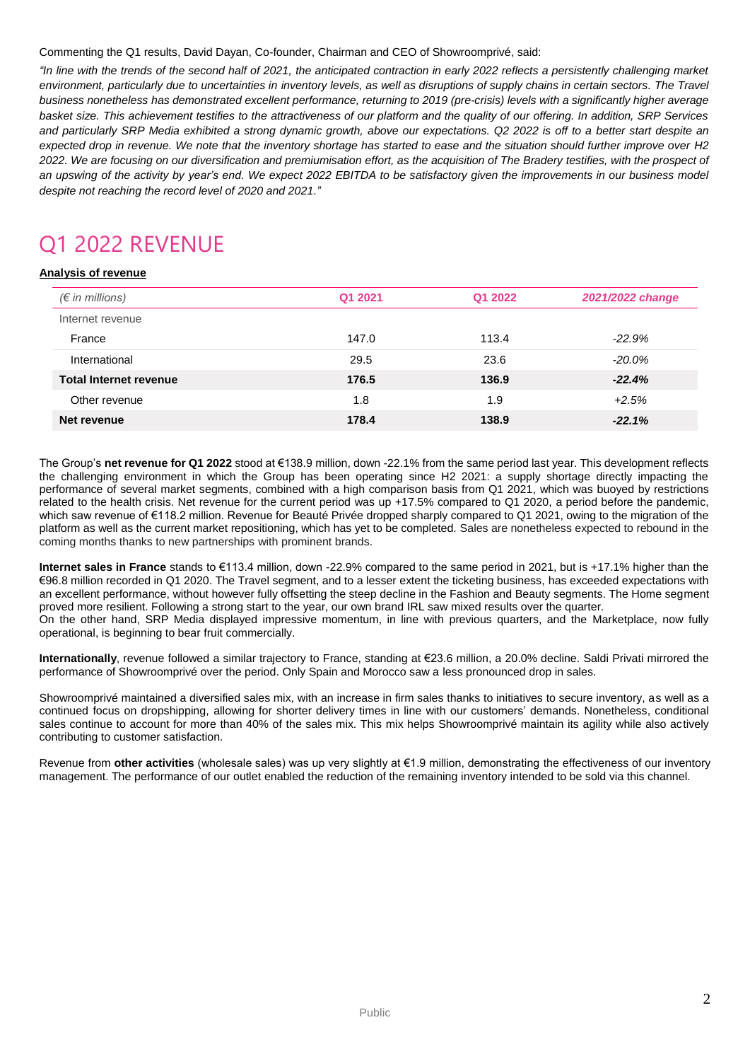Commenting the Q1 results, David Dayan, Co-founder, Chairman and CEO of Showroomprivé, said:

*"In line with the trends of the second half of 2021, the anticipated contraction in early 2022 reflects a persistently challenging market environment, particularly due to uncertainties in inventory levels, as well as disruptions of supply chains in certain sectors. The Travel business nonetheless has demonstrated excellent performance, returning to 2019 (pre-crisis) levels with a significantly higher average basket size. This achievement testifies to the attractiveness of our platform and the quality of our offering. In addition, SRP Services and particularly SRP Media exhibited a strong dynamic growth, above our expectations. Q2 2022 is off to a better start despite an expected drop in revenue. We note that the inventory shortage has started to ease and the situation should further improve over H2 2022. We are focusing on our diversification and premiumisation effort, as the acquisition of The Bradery testifies, with the prospect of an upswing of the activity by year's end. We expect 2022 EBITDA to be satisfactory given the improvements in our business model despite not reaching the record level of 2020 and 2021."*

# Q1 2022 REVENUE

**Analysis of revenue**

| *(€ in millions)* | **Q1 2021** | **Q1 2022** | ***2021/2022 change*** |
|---|---|---|---|
| Internet revenue | | | |
| France | 147.0 | 113.4 | *-22.9%* |
| International | 29.5 | 23.6 | *-20.0%* |
| **Total Internet revenue** | **176.5** | **136.9** | ***-22.4%*** |
| Other revenue | 1.8 | 1.9 | *+2.5%* |
| **Net revenue** | **178.4** | **138.9** | ***-22.1%*** |

The Group's **net revenue for Q1 2022** stood at €138.9 million, down -22.1% from the same period last year. This development reflects the challenging environment in which the Group has been operating since H2 2021: a supply shortage directly impacting the performance of several market segments, combined with a high comparison basis from Q1 2021, which was buoyed by restrictions related to the health crisis. Net revenue for the current period was up +17.5% compared to Q1 2020, a period before the pandemic, which saw revenue of €118.2 million. Revenue for Beauté Privée dropped sharply compared to Q1 2021, owing to the migration of the platform as well as the current market repositioning, which has yet to be completed. Sales are nonetheless expected to rebound in the coming months thanks to new partnerships with prominent brands.

**Internet sales in France** stands to €113.4 million, down -22.9% compared to the same period in 2021, but is +17.1% higher than the €96.8 million recorded in Q1 2020. The Travel segment, and to a lesser extent the ticketing business, has exceeded expectations with an excellent performance, without however fully offsetting the steep decline in the Fashion and Beauty segments. The Home segment proved more resilient. Following a strong start to the year, our own brand IRL saw mixed results over the quarter.
On the other hand, SRP Media displayed impressive momentum, in line with previous quarters, and the Marketplace, now fully operational, is beginning to bear fruit commercially.

**Internationally**, revenue followed a similar trajectory to France, standing at €23.6 million, a 20.0% decline. Saldi Privati mirrored the performance of Showroomprivé over the period. Only Spain and Morocco saw a less pronounced drop in sales.

Showroomprivé maintained a diversified sales mix, with an increase in firm sales thanks to initiatives to secure inventory, as well as a continued focus on dropshipping, allowing for shorter delivery times in line with our customers' demands. Nonetheless, conditional sales continue to account for more than 40% of the sales mix. This mix helps Showroomprivé maintain its agility while also actively contributing to customer satisfaction.

Revenue from **other activities** (wholesale sales) was up very slightly at €1.9 million, demonstrating the effectiveness of our inventory management. The performance of our outlet enabled the reduction of the remaining inventory intended to be sold via this channel.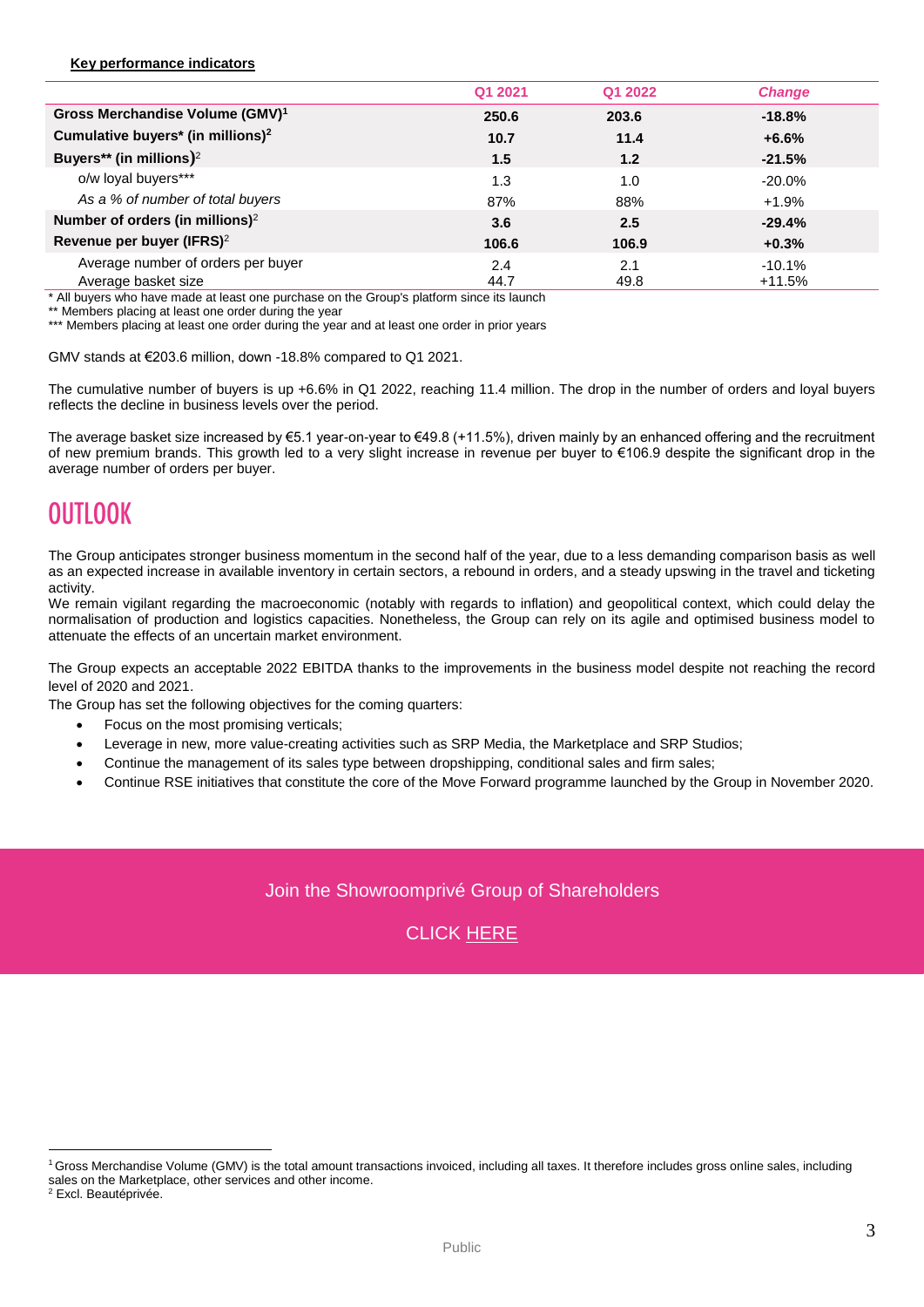**Key performance indicators**

| | Q1 2021 | Q1 2022 | *Change* |
|---|---|---|---|
| **Gross Merchandise Volume (GMV)[1]** | **250.6** | **203.6** | **-18.8%** |
| **Cumulative buyers* (in millions)[2]** | **10.7** | **11.4** | **+6.6%** |
| **Buyers** (in millions)[2]** | **1.5** | **1.2** | **-21.5%** |
| o/w loyal buyers*** | 1.3 | 1.0 | -20.0% |
| *As a % of number of total buyers* | 87% | 88% | +1.9% |
| **Number of orders (in millions)[2]** | **3.6** | **2.5** | **-29.4%** |
| **Revenue per buyer (IFRS)[2]** | **106.6** | **106.9** | **+0.3%** |
| Average number of orders per buyer | 2.4 | 2.1 | -10.1% |
| Average basket size | 44.7 | 49.8 | +11.5% |

\* All buyers who have made at least one purchase on the Group's platform since its launch
** Members placing at least one order during the year
*** Members placing at least one order during the year and at least one order in prior years

GMV stands at €203.6 million, down -18.8% compared to Q1 2021.

The cumulative number of buyers is up +6.6% in Q1 2022, reaching 11.4 million. The drop in the number of orders and loyal buyers reflects the decline in business levels over the period.

The average basket size increased by €5.1 year-on-year to €49.8 (+11.5%), driven mainly by an enhanced offering and the recruitment of new premium brands. This growth led to a very slight increase in revenue per buyer to €106.9 despite the significant drop in the average number of orders per buyer.

# OUTLOOK

The Group anticipates stronger business momentum in the second half of the year, due to a less demanding comparison basis as well as an expected increase in available inventory in certain sectors, a rebound in orders, and a steady upswing in the travel and ticketing activity.
We remain vigilant regarding the macroeconomic (notably with regards to inflation) and geopolitical context, which could delay the normalisation of production and logistics capacities. Nonetheless, the Group can rely on its agile and optimised business model to attenuate the effects of an uncertain market environment.

The Group expects an acceptable 2022 EBITDA thanks to the improvements in the business model despite not reaching the record level of 2020 and 2021.
The Group has set the following objectives for the coming quarters:

- Focus on the most promising verticals;
- Leverage in new, more value-creating activities such as SRP Media, the Marketplace and SRP Studios;
- Continue the management of its sales type between dropshipping, conditional sales and firm sales;
- Continue RSE initiatives that constitute the core of the Move Forward programme launched by the Group in November 2020.

Join the Showroomprivé Group of Shareholders

CLICK HERE

[1] Gross Merchandise Volume (GMV) is the total amount transactions invoiced, including all taxes. It therefore includes gross online sales, including sales on the Marketplace, other services and other income.
[2] Excl. Beautéprivée.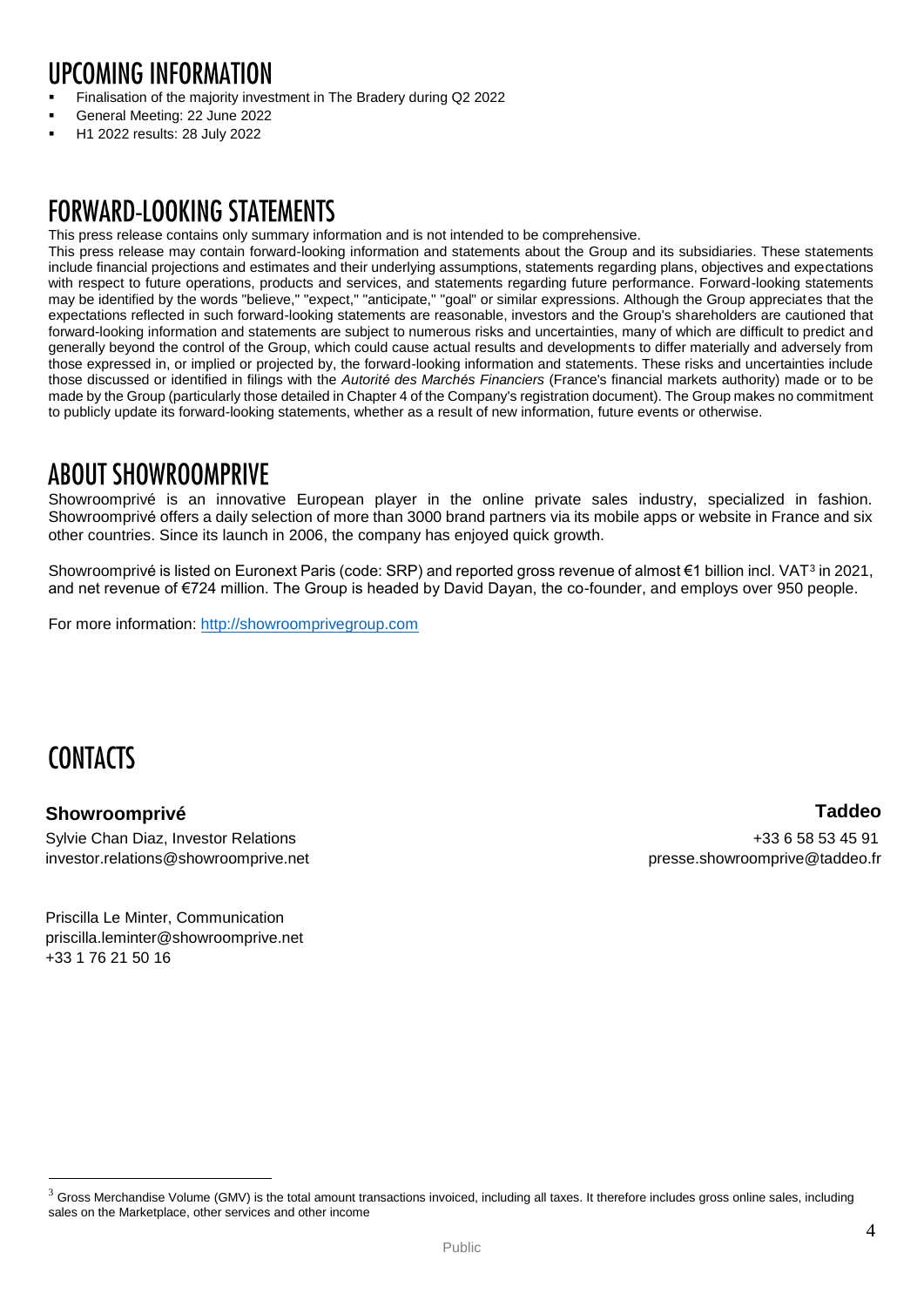## UPCOMING INFORMATION

- Finalisation of the majority investment in The Bradery during Q2 2022
- General Meeting: 22 June 2022
- H1 2022 results: 28 July 2022

## FORWARD-LOOKING STATEMENTS

This press release contains only summary information and is not intended to be comprehensive.

This press release may contain forward-looking information and statements about the Group and its subsidiaries. These statements include financial projections and estimates and their underlying assumptions, statements regarding plans, objectives and expectations with respect to future operations, products and services, and statements regarding future performance. Forward-looking statements may be identified by the words "believe," "expect," "anticipate," "goal" or similar expressions. Although the Group appreciates that the expectations reflected in such forward-looking statements are reasonable, investors and the Group's shareholders are cautioned that forward-looking information and statements are subject to numerous risks and uncertainties, many of which are difficult to predict and generally beyond the control of the Group, which could cause actual results and developments to differ materially and adversely from those expressed in, or implied or projected by, the forward-looking information and statements. These risks and uncertainties include those discussed or identified in filings with the *Autorité des Marchés Financiers* (France's financial markets authority) made or to be made by the Group (particularly those detailed in Chapter 4 of the Company's registration document). The Group makes no commitment to publicly update its forward-looking statements, whether as a result of new information, future events or otherwise.

## ABOUT SHOWROOMPRIVE

Showroomprivé is an innovative European player in the online private sales industry, specialized in fashion. Showroomprivé offers a daily selection of more than 3000 brand partners via its mobile apps or website in France and six other countries. Since its launch in 2006, the company has enjoyed quick growth.

Showroomprivé is listed on Euronext Paris (code: SRP) and reported gross revenue of almost €1 billion incl. VAT[3] in 2021, and net revenue of €724 million. The Group is headed by David Dayan, the co-founder, and employs over 950 people.

For more information: [http://showroomprivegroup.com](http://showroomprivegroup.com)

## CONTACTS

**Showroomprivé**

Sylvie Chan Diaz, Investor Relations
investor.relations@showroomprive.net

Priscilla Le Minter, Communication
priscilla.leminter@showroomprive.net
+33 1 76 21 50 16

**Taddeo**

+33 6 58 53 45 91
presse.showroomprive@taddeo.fr

---

[3] Gross Merchandise Volume (GMV) is the total amount transactions invoiced, including all taxes. It therefore includes gross online sales, including sales on the Marketplace, other services and other income